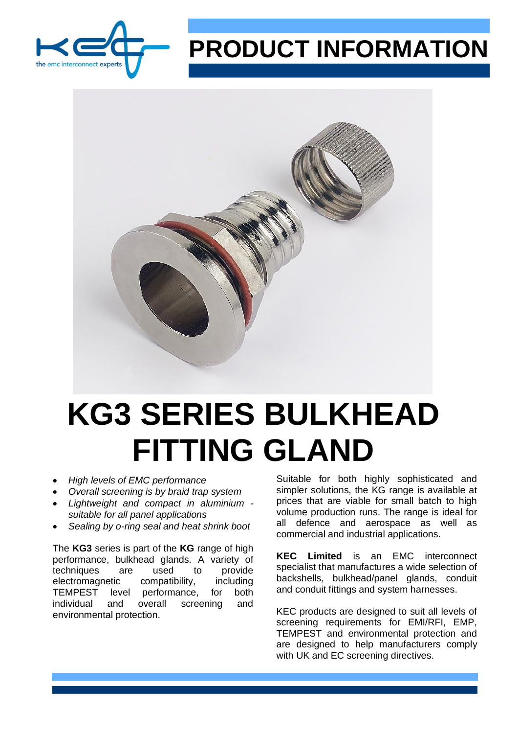# PRODUCT INFORMATION

# KG3 SERIES BULKHEAD FITTING GLAND

- *High levels of EMC performance*
- *Overall screening is by braid trap system*
- *Lightweight and compact in aluminium - suitable for all panel applications*
- *Sealing by o-ring seal and heat shrink boot*

The **KG3** series is part of the **KG** range of high performance, bulkhead glands. A variety of techniques are used to provide electromagnetic compatibility, including TEMPEST level performance, for both individual and overall screening and environmental protection.

Suitable for both highly sophisticated and simpler solutions, the KG range is available at prices that are viable for small batch to high volume production runs. The range is ideal for all defence and aerospace as well as commercial and industrial applications.

**KEC Limited** is an EMC interconnect specialist that manufactures a wide selection of backshells, bulkhead/panel glands, conduit and conduit fittings and system harnesses.

KEC products are designed to suit all levels of screening requirements for EMI/RFI, EMP, TEMPEST and environmental protection and are designed to help manufacturers comply with UK and EC screening directives.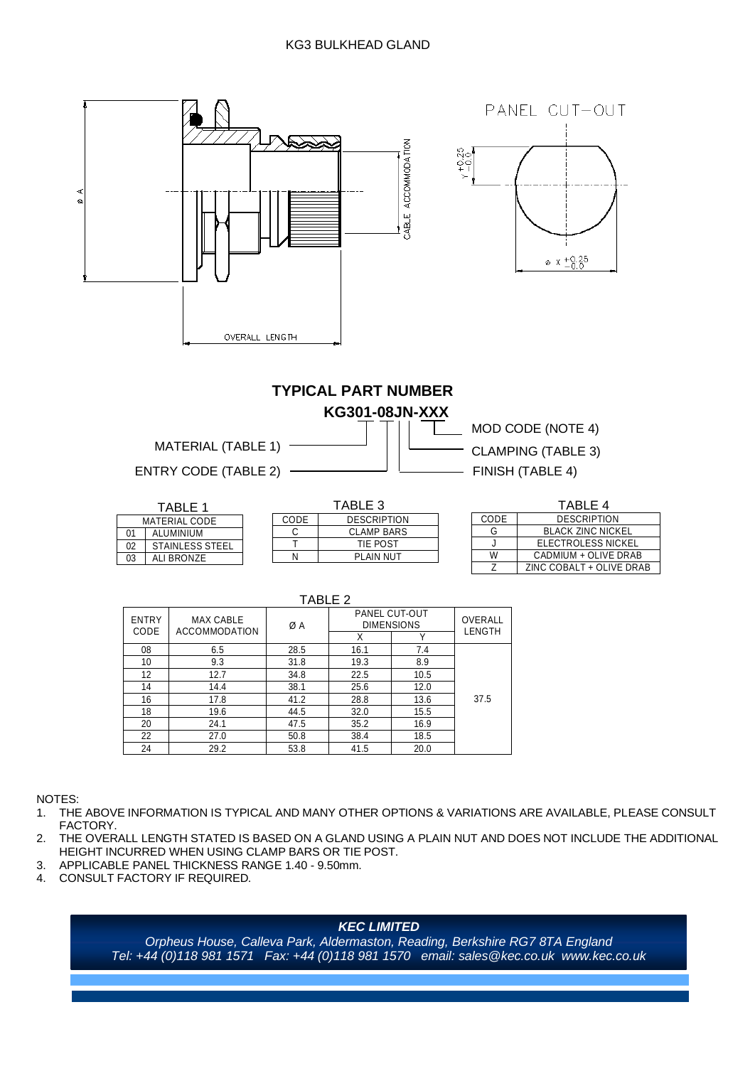# KG3 BULKHEAD GLAND

Ø A

CABLE ACCOMMODATION

OVERALL LENGTH

PANEL CUT-OUT

Y $^{+0.25}_{-0.0}$

Ø X $^{+0.25}_{-0.0}$

## TYPICAL PART NUMBER

**KG301-08JN-XXX**

- MATERIAL (TABLE 1)
- ENTRY CODE (TABLE 2)
- MOD CODE (NOTE 4)
- CLAMPING (TABLE 3)
- FINISH (TABLE 4)

TABLE 1

| MATERIAL CODE | |
|---|---|
| 01 | ALUMINIUM |
| 02 | STAINLESS STEEL |
| 03 | ALI BRONZE |

TABLE 3

| CODE | DESCRIPTION |
|---|---|
| C | CLAMP BARS |
| T | TIE POST |
| N | PLAIN NUT |

TABLE 4

| CODE | DESCRIPTION |
|---|---|
| G | BLACK ZINC NICKEL |
| J | ELECTROLESS NICKEL |
| W | CADMIUM + OLIVE DRAB |
| Z | ZINC COBALT + OLIVE DRAB |

TABLE 2

| ENTRY CODE | MAX CABLE ACCOMMODATION | Ø A | PANEL CUT-OUT DIMENSIONS | | OVERALL LENGTH |
|---|---|---|---|---|---|
| | | | X | Y | |
| 08 | 6.5 | 28.5 | 16.1 | 7.4 | 37.5 |
| 10 | 9.3 | 31.8 | 19.3 | 8.9 | |
| 12 | 12.7 | 34.8 | 22.5 | 10.5 | |
| 14 | 14.4 | 38.1 | 25.6 | 12.0 | |
| 16 | 17.8 | 41.2 | 28.8 | 13.6 | |
| 18 | 19.6 | 44.5 | 32.0 | 15.5 | |
| 20 | 24.1 | 47.5 | 35.2 | 16.9 | |
| 22 | 27.0 | 50.8 | 38.4 | 18.5 | |
| 24 | 29.2 | 53.8 | 41.5 | 20.0 | |

NOTES:

1. THE ABOVE INFORMATION IS TYPICAL AND MANY OTHER OPTIONS & VARIATIONS ARE AVAILABLE, PLEASE CONSULT FACTORY.
2. THE OVERALL LENGTH STATED IS BASED ON A GLAND USING A PLAIN NUT AND DOES NOT INCLUDE THE ADDITIONAL HEIGHT INCURRED WHEN USING CLAMP BARS OR TIE POST.
3. APPLICABLE PANEL THICKNESS RANGE 1.40 - 9.50mm.
4. CONSULT FACTORY IF REQUIRED.

***KEC LIMITED***

*Orpheus House, Calleva Park, Aldermaston, Reading, Berkshire RG7 8TA England*
*Tel: +44 (0)118 981 1571 Fax: +44 (0)118 981 1570 email: sales@kec.co.uk www.kec.co.uk*